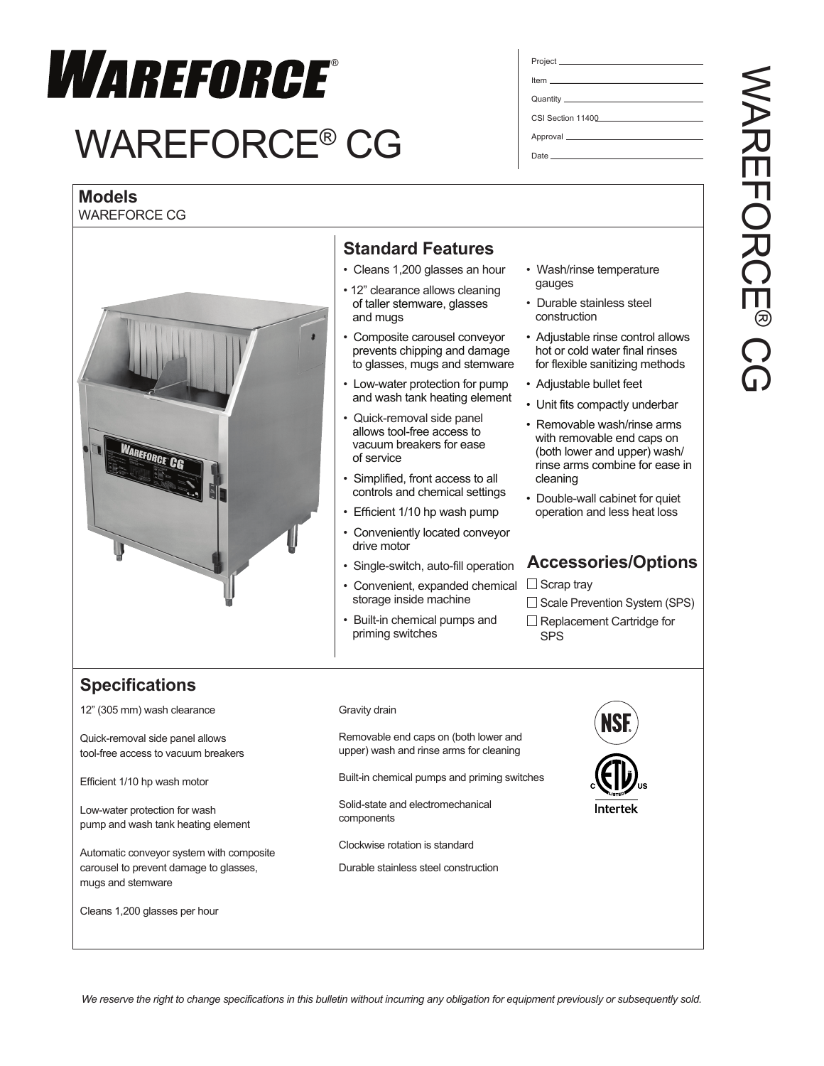# WAREFORCE®

# WAREFORCE® CG

Project ______________________

Item ______________________

Quantity ______________________

CSI Section 11400______________________

Approval ______________________

Date ______________________

WAREFORCE® CG

## Models

WAREFORCE CG

## Standard Features

- Cleans 1,200 glasses an hour
- 12" clearance allows cleaning of taller stemware, glasses and mugs
- Composite carousel conveyor prevents chipping and damage to glasses, mugs and stemware
- Low-water protection for pump and wash tank heating element
- Quick-removal side panel allows tool-free access to vacuum breakers for ease of service
- Simplified, front access to all controls and chemical settings
- Efficient 1/10 hp wash pump
- Conveniently located conveyor drive motor
- Single-switch, auto-fill operation
- Convenient, expanded chemical storage inside machine
- Built-in chemical pumps and priming switches
- Wash/rinse temperature gauges
- Durable stainless steel construction
- Adjustable rinse control allows hot or cold water final rinses for flexible sanitizing methods
- Adjustable bullet feet
- Unit fits compactly underbar
- Removable wash/rinse arms with removable end caps on (both lower and upper) wash/ rinse arms combine for ease in cleaning
- Double-wall cabinet for quiet operation and less heat loss

## Accessories/Options

- ☐ Scrap tray
- ☐ Scale Prevention System (SPS)
- ☐ Replacement Cartridge for SPS

## Specifications

12" (305 mm) wash clearance

Quick-removal side panel allows tool-free access to vacuum breakers

Efficient 1/10 hp wash motor

Low-water protection for wash pump and wash tank heating element

Automatic conveyor system with composite carousel to prevent damage to glasses, mugs and stemware

Cleans 1,200 glasses per hour

Gravity drain

Removable end caps on (both lower and upper) wash and rinse arms for cleaning

Built-in chemical pumps and priming switches

Solid-state and electromechanical components

Clockwise rotation is standard

Durable stainless steel construction

NSF

ETL C US LISTED Intertek

*We reserve the right to change specifications in this bulletin without incurring any obligation for equipment previously or subsequently sold.*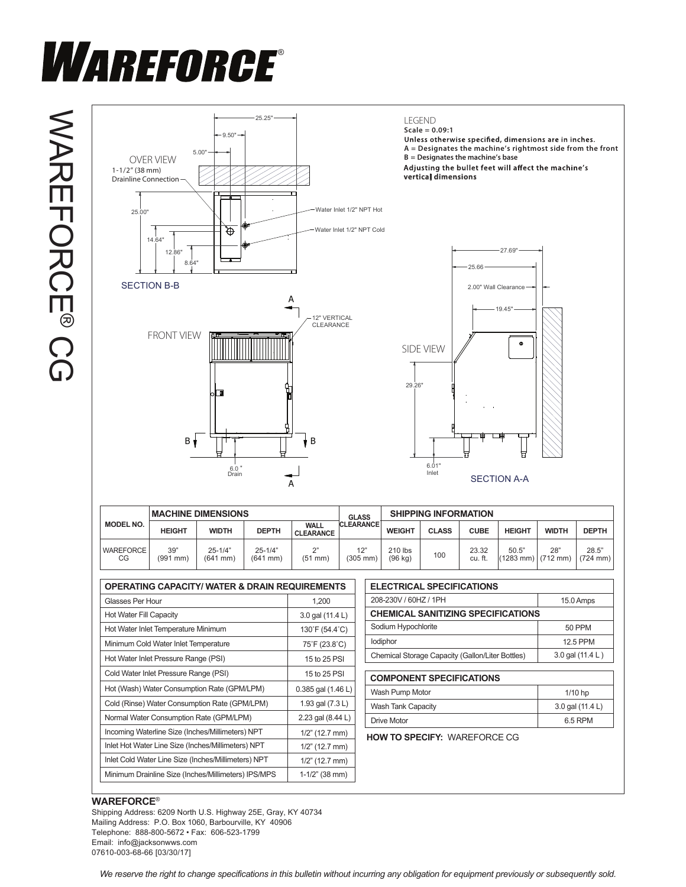# WAREFORCE®

WAREFORCE® CG

OVER VIEW

1-1/2" (38 mm) Drainline Connection

25.25"
9.50"
5.00"
25.00"
14.64"
12.86"
8.64"

Water Inlet 1/2" NPT Hot
Water Inlet 1/2" NPT Cold

SECTION B-B

LEGEND
**Scale = 0.09:1**
**Unless otherwise specified, dimensions are in inches.**
**A = Designates the machine's rightmost side from the front**
**B = Designates the machine's base**
**Adjusting the bullet feet will affect the machine's vertical dimensions**

FRONT VIEW

12" VERTICAL CLEARANCE

6.0" Drain

SIDE VIEW

27.69"
25.66
2.00" Wall Clearance
19.45"
29.26"
6.01" Inlet

SECTION A-A

| MODEL NO. | MACHINE DIMENSIONS | | | | GLASS CLEARANCE | SHIPPING INFORMATION | | | | | |
|---|---|---|---|---|---|---|---|---|---|---|---|
| | HEIGHT | WIDTH | DEPTH | WALL CLEARANCE | | WEIGHT | CLASS | CUBE | HEIGHT | WIDTH | DEPTH |
| WAREFORCE CG | 39" (991 mm) | 25-1/4" (641 mm) | 25-1/4" (641 mm) | 2" (51 mm) | 12" (305 mm) | 210 lbs (96 kg) | 100 | 23.32 cu. ft. | 50.5" (1283 mm) | 28" (712 mm) | 28.5" (724 mm) |

| OPERATING CAPACITY/ WATER & DRAIN REQUIREMENTS | |
|---|---|
| Glasses Per Hour | 1,200 |
| Hot Water Fill Capacity | 3.0 gal (11.4 L) |
| Hot Water Inlet Temperature Minimum | 130˚F (54.4˚C) |
| Minimum Cold Water Inlet Temperature | 75˚F (23.8˚C) |
| Hot Water Inlet Pressure Range (PSI) | 15 to 25 PSI |
| Cold Water Inlet Pressure Range (PSI) | 15 to 25 PSI |
| Hot (Wash) Water Consumption Rate (GPM/LPM) | 0.385 gal (1.46 L) |
| Cold (Rinse) Water Consumption Rate (GPM/LPM) | 1.93 gal (7.3 L) |
| Normal Water Consumption Rate (GPM/LPM) | 2.23 gal (8.44 L) |
| Incoming Waterline Size (Inches/Millimeters) NPT | 1/2" (12.7 mm) |
| Inlet Hot Water Line Size (Inches/Millimeters) NPT | 1/2" (12.7 mm) |
| Inlet Cold Water Line Size (Inches/Millimeters) NPT | 1/2" (12.7 mm) |
| Minimum Drainline Size (Inches/Millimeters) IPS/MPS | 1-1/2" (38 mm) |

| ELECTRICAL SPECIFICATIONS | |
|---|---|
| 208-230V / 60HZ / 1PH | 15.0 Amps |
| **CHEMICAL SANITIZING SPECIFICATIONS** | |
| Sodium Hypochlorite | 50 PPM |
| Iodiphor | 12.5 PPM |
| Chemical Storage Capacity (Gallon/Liter Bottles) | 3.0 gal (11.4 L ) |

| COMPONENT SPECIFICATIONS | |
|---|---|
| Wash Pump Motor | 1/10 hp |
| Wash Tank Capacity | 3.0 gal (11.4 L) |
| Drive Motor | 6.5 RPM |

**HOW TO SPECIFY:** WAREFORCE CG

**WAREFORCE®**
Shipping Address: 6209 North U.S. Highway 25E, Gray, KY 40734
Mailing Address: P.O. Box 1060, Barbourville, KY 40906
Telephone: 888-800-5672 • Fax: 606-523-1799
Email: info@jacksonwws.com
07610-003-68-66 [03/30/17]

*We reserve the right to change specifications in this bulletin without incurring any obligation for equipment previously or subsequently sold.*